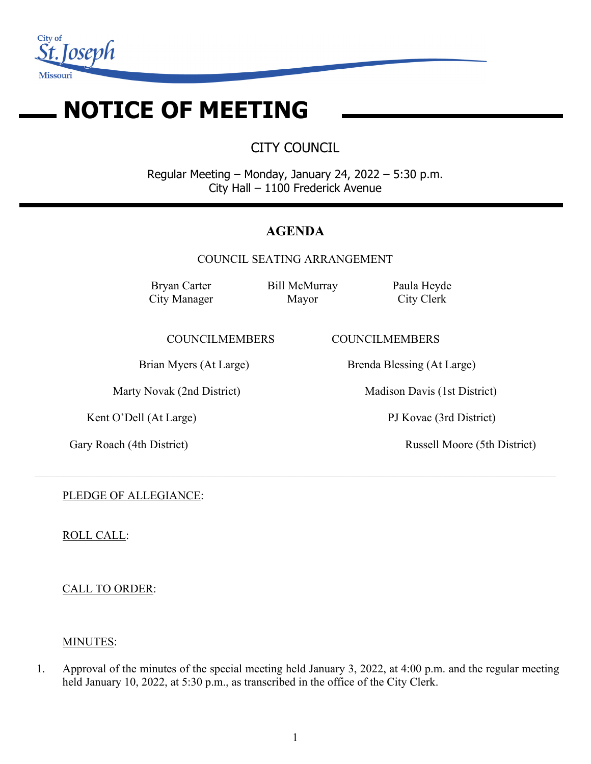City of St. Joseph Missouri

# NOTICE OF MEETING

## CITY COUNCIL

Regular Meeting – Monday, January 24, 2022 – 5:30 p.m.
City Hall – 1100 Frederick Avenue

## AGENDA

COUNCIL SEATING ARRANGEMENT

| Bryan Carter | Bill McMurray | Paula Heyde |
|---|---|---|
| City Manager | Mayor | City Clerk |

| COUNCILMEMBERS | COUNCILMEMBERS |
|---|---|
| Brian Myers (At Large) | Brenda Blessing (At Large) |
| Marty Novak (2nd District) | Madison Davis (1st District) |
| Kent O'Dell (At Large) | PJ Kovac (3rd District) |
| Gary Roach (4th District) | Russell Moore (5th District) |

---

PLEDGE OF ALLEGIANCE:

ROLL CALL:

CALL TO ORDER:

MINUTES:

1. Approval of the minutes of the special meeting held January 3, 2022, at 4:00 p.m. and the regular meeting held January 10, 2022, at 5:30 p.m., as transcribed in the office of the City Clerk.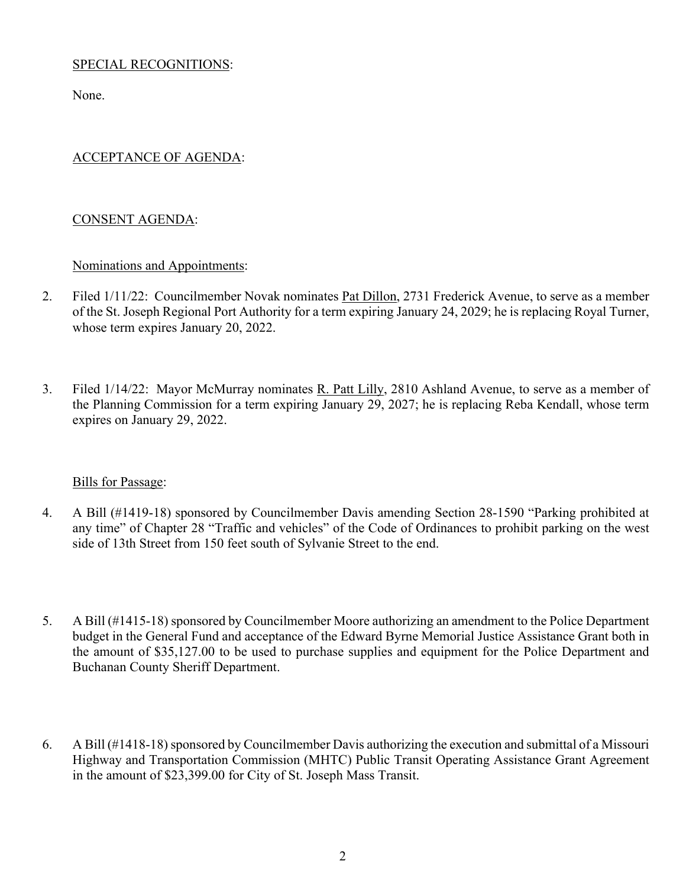SPECIAL RECOGNITIONS:

None.

ACCEPTANCE OF AGENDA:

CONSENT AGENDA:

Nominations and Appointments:

2. Filed 1/11/22: Councilmember Novak nominates Pat Dillon, 2731 Frederick Avenue, to serve as a member of the St. Joseph Regional Port Authority for a term expiring January 24, 2029; he is replacing Royal Turner, whose term expires January 20, 2022.

3. Filed 1/14/22: Mayor McMurray nominates R. Patt Lilly, 2810 Ashland Avenue, to serve as a member of the Planning Commission for a term expiring January 29, 2027; he is replacing Reba Kendall, whose term expires on January 29, 2022.

Bills for Passage:

4. A Bill (#1419-18) sponsored by Councilmember Davis amending Section 28-1590 "Parking prohibited at any time" of Chapter 28 "Traffic and vehicles" of the Code of Ordinances to prohibit parking on the west side of 13th Street from 150 feet south of Sylvanie Street to the end.

5. A Bill (#1415-18) sponsored by Councilmember Moore authorizing an amendment to the Police Department budget in the General Fund and acceptance of the Edward Byrne Memorial Justice Assistance Grant both in the amount of $35,127.00 to be used to purchase supplies and equipment for the Police Department and Buchanan County Sheriff Department.

6. A Bill (#1418-18) sponsored by Councilmember Davis authorizing the execution and submittal of a Missouri Highway and Transportation Commission (MHTC) Public Transit Operating Assistance Grant Agreement in the amount of $23,399.00 for City of St. Joseph Mass Transit.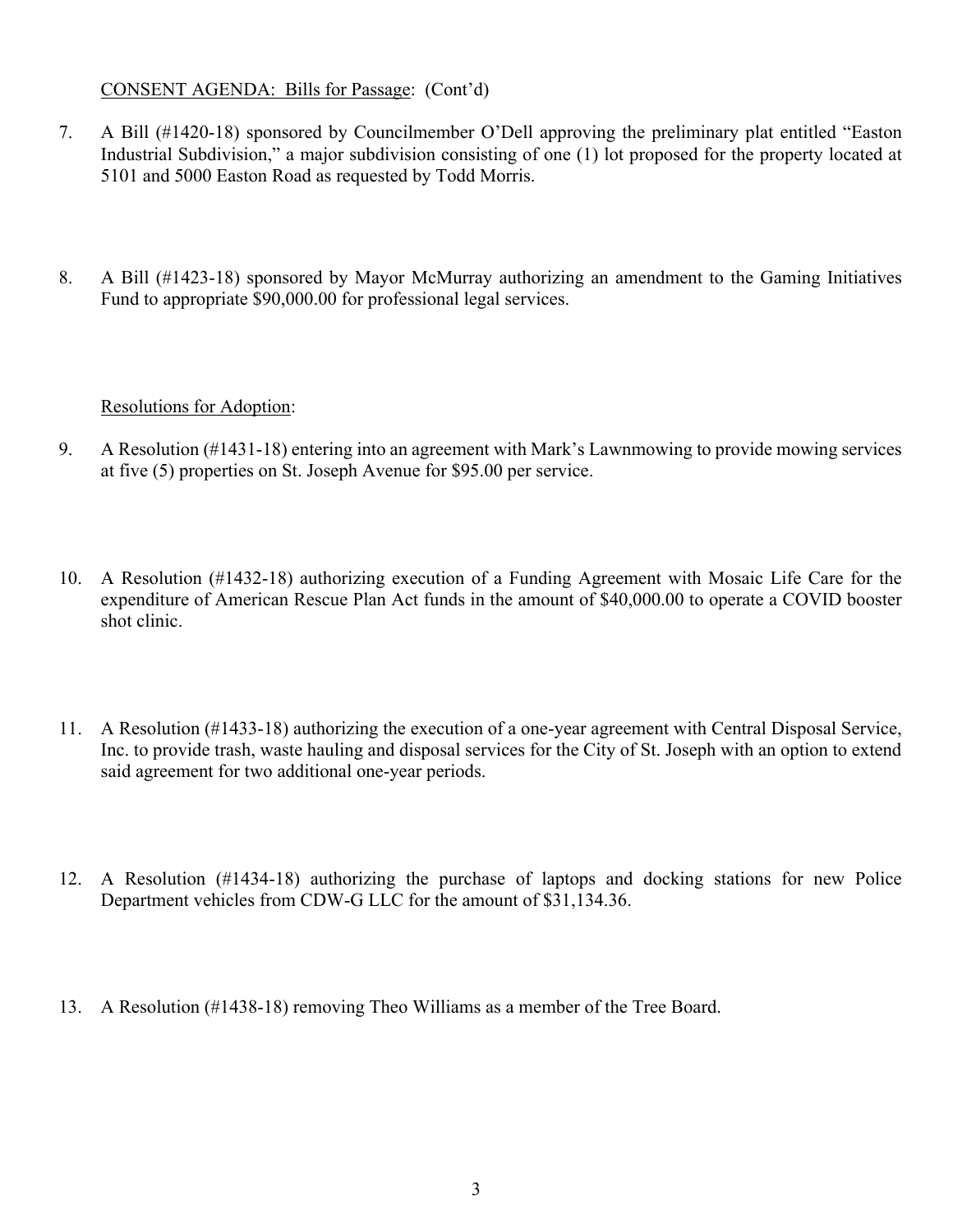CONSENT AGENDA: Bills for Passage: (Cont'd)

7. A Bill (#1420-18) sponsored by Councilmember O'Dell approving the preliminary plat entitled "Easton Industrial Subdivision," a major subdivision consisting of one (1) lot proposed for the property located at 5101 and 5000 Easton Road as requested by Todd Morris.

8. A Bill (#1423-18) sponsored by Mayor McMurray authorizing an amendment to the Gaming Initiatives Fund to appropriate $90,000.00 for professional legal services.

Resolutions for Adoption:

9. A Resolution (#1431-18) entering into an agreement with Mark's Lawnmowing to provide mowing services at five (5) properties on St. Joseph Avenue for $95.00 per service.

10. A Resolution (#1432-18) authorizing execution of a Funding Agreement with Mosaic Life Care for the expenditure of American Rescue Plan Act funds in the amount of $40,000.00 to operate a COVID booster shot clinic.

11. A Resolution (#1433-18) authorizing the execution of a one-year agreement with Central Disposal Service, Inc. to provide trash, waste hauling and disposal services for the City of St. Joseph with an option to extend said agreement for two additional one-year periods.

12. A Resolution (#1434-18) authorizing the purchase of laptops and docking stations for new Police Department vehicles from CDW-G LLC for the amount of $31,134.36.

13. A Resolution (#1438-18) removing Theo Williams as a member of the Tree Board.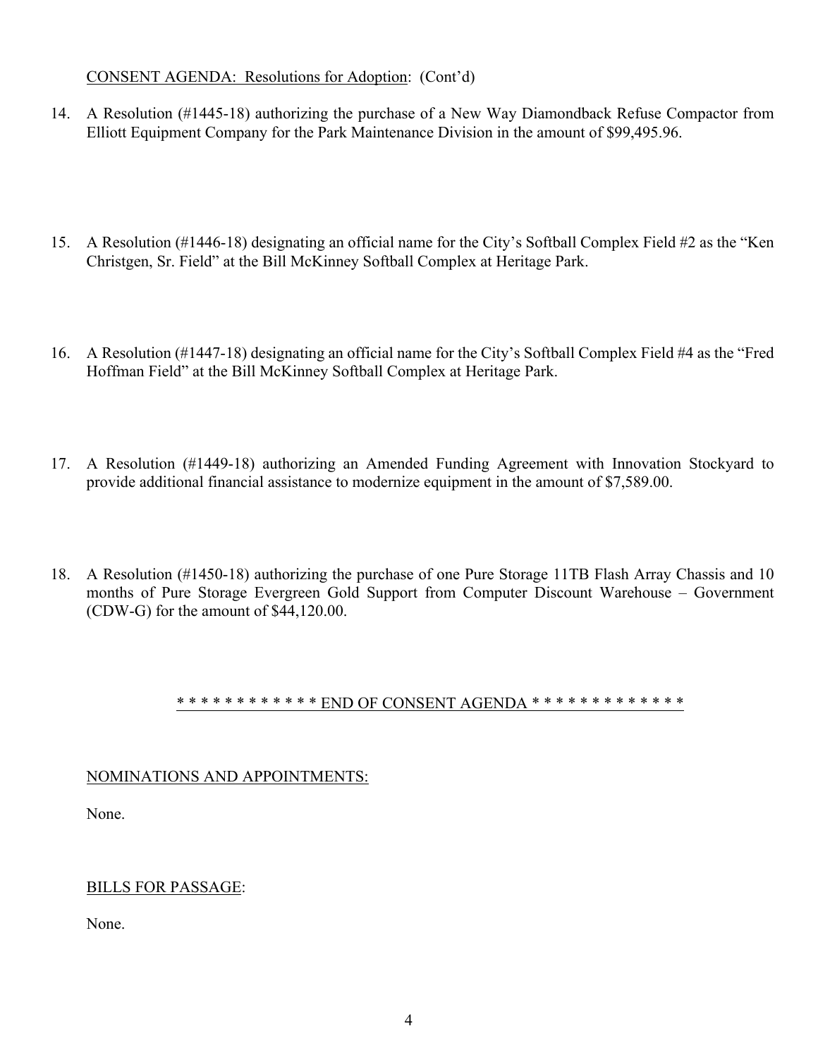CONSENT AGENDA: Resolutions for Adoption: (Cont'd)

14. A Resolution (#1445-18) authorizing the purchase of a New Way Diamondback Refuse Compactor from Elliott Equipment Company for the Park Maintenance Division in the amount of $99,495.96.

15. A Resolution (#1446-18) designating an official name for the City's Softball Complex Field #2 as the "Ken Christgen, Sr. Field" at the Bill McKinney Softball Complex at Heritage Park.

16. A Resolution (#1447-18) designating an official name for the City's Softball Complex Field #4 as the "Fred Hoffman Field" at the Bill McKinney Softball Complex at Heritage Park.

17. A Resolution (#1449-18) authorizing an Amended Funding Agreement with Innovation Stockyard to provide additional financial assistance to modernize equipment in the amount of $7,589.00.

18. A Resolution (#1450-18) authorizing the purchase of one Pure Storage 11TB Flash Array Chassis and 10 months of Pure Storage Evergreen Gold Support from Computer Discount Warehouse – Government (CDW-G) for the amount of $44,120.00.

* * * * * * * * * * * * END OF CONSENT AGENDA * * * * * * * * * * * * *

NOMINATIONS AND APPOINTMENTS:

None.

BILLS FOR PASSAGE:

None.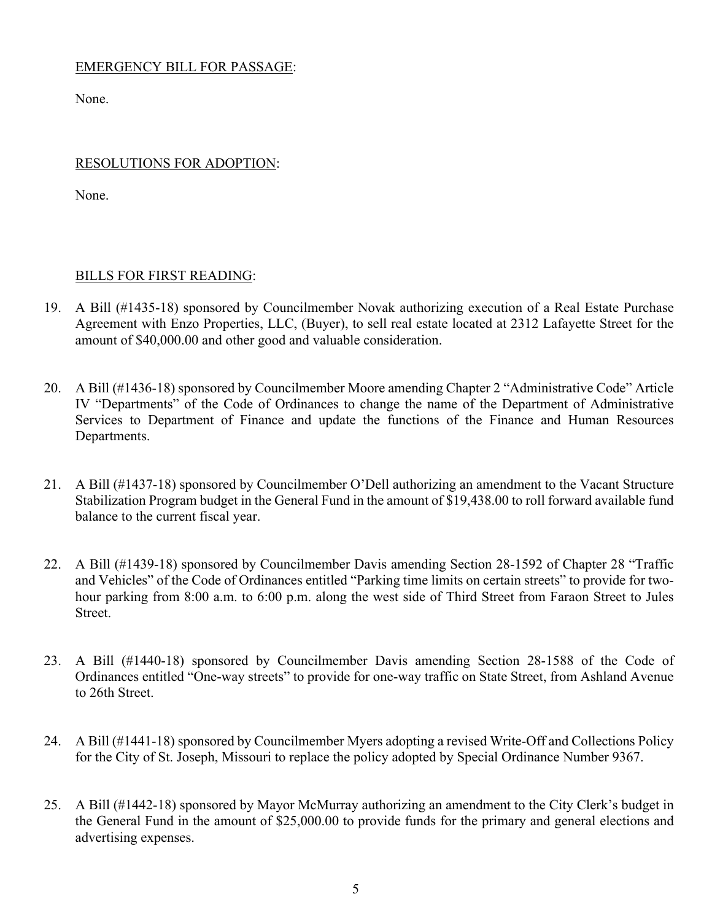EMERGENCY BILL FOR PASSAGE:

None.

RESOLUTIONS FOR ADOPTION:

None.

BILLS FOR FIRST READING:

19. A Bill (#1435-18) sponsored by Councilmember Novak authorizing execution of a Real Estate Purchase Agreement with Enzo Properties, LLC, (Buyer), to sell real estate located at 2312 Lafayette Street for the amount of $40,000.00 and other good and valuable consideration.

20. A Bill (#1436-18) sponsored by Councilmember Moore amending Chapter 2 "Administrative Code" Article IV "Departments" of the Code of Ordinances to change the name of the Department of Administrative Services to Department of Finance and update the functions of the Finance and Human Resources Departments.

21. A Bill (#1437-18) sponsored by Councilmember O'Dell authorizing an amendment to the Vacant Structure Stabilization Program budget in the General Fund in the amount of $19,438.00 to roll forward available fund balance to the current fiscal year.

22. A Bill (#1439-18) sponsored by Councilmember Davis amending Section 28-1592 of Chapter 28 "Traffic and Vehicles" of the Code of Ordinances entitled "Parking time limits on certain streets" to provide for two-hour parking from 8:00 a.m. to 6:00 p.m. along the west side of Third Street from Faraon Street to Jules Street.

23. A Bill (#1440-18) sponsored by Councilmember Davis amending Section 28-1588 of the Code of Ordinances entitled "One-way streets" to provide for one-way traffic on State Street, from Ashland Avenue to 26th Street.

24. A Bill (#1441-18) sponsored by Councilmember Myers adopting a revised Write-Off and Collections Policy for the City of St. Joseph, Missouri to replace the policy adopted by Special Ordinance Number 9367.

25. A Bill (#1442-18) sponsored by Mayor McMurray authorizing an amendment to the City Clerk's budget in the General Fund in the amount of $25,000.00 to provide funds for the primary and general elections and advertising expenses.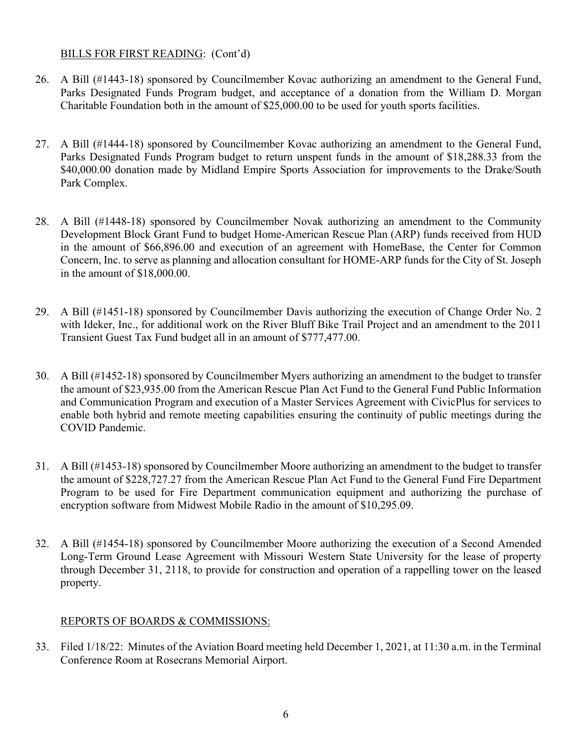BILLS FOR FIRST READING: (Cont'd)

26. A Bill (#1443-18) sponsored by Councilmember Kovac authorizing an amendment to the General Fund, Parks Designated Funds Program budget, and acceptance of a donation from the William D. Morgan Charitable Foundation both in the amount of $25,000.00 to be used for youth sports facilities.

27. A Bill (#1444-18) sponsored by Councilmember Kovac authorizing an amendment to the General Fund, Parks Designated Funds Program budget to return unspent funds in the amount of $18,288.33 from the $40,000.00 donation made by Midland Empire Sports Association for improvements to the Drake/South Park Complex.

28. A Bill (#1448-18) sponsored by Councilmember Novak authorizing an amendment to the Community Development Block Grant Fund to budget Home-American Rescue Plan (ARP) funds received from HUD in the amount of $66,896.00 and execution of an agreement with HomeBase, the Center for Common Concern, Inc. to serve as planning and allocation consultant for HOME-ARP funds for the City of St. Joseph in the amount of $18,000.00.

29. A Bill (#1451-18) sponsored by Councilmember Davis authorizing the execution of Change Order No. 2 with Ideker, Inc., for additional work on the River Bluff Bike Trail Project and an amendment to the 2011 Transient Guest Tax Fund budget all in an amount of $777,477.00.

30. A Bill (#1452-18) sponsored by Councilmember Myers authorizing an amendment to the budget to transfer the amount of $23,935.00 from the American Rescue Plan Act Fund to the General Fund Public Information and Communication Program and execution of a Master Services Agreement with CivicPlus for services to enable both hybrid and remote meeting capabilities ensuring the continuity of public meetings during the COVID Pandemic.

31. A Bill (#1453-18) sponsored by Councilmember Moore authorizing an amendment to the budget to transfer the amount of $228,727.27 from the American Rescue Plan Act Fund to the General Fund Fire Department Program to be used for Fire Department communication equipment and authorizing the purchase of encryption software from Midwest Mobile Radio in the amount of $10,295.09.

32. A Bill (#1454-18) sponsored by Councilmember Moore authorizing the execution of a Second Amended Long-Term Ground Lease Agreement with Missouri Western State University for the lease of property through December 31, 2118, to provide for construction and operation of a rappelling tower on the leased property.

REPORTS OF BOARDS & COMMISSIONS:

33. Filed 1/18/22: Minutes of the Aviation Board meeting held December 1, 2021, at 11:30 a.m. in the Terminal Conference Room at Rosecrans Memorial Airport.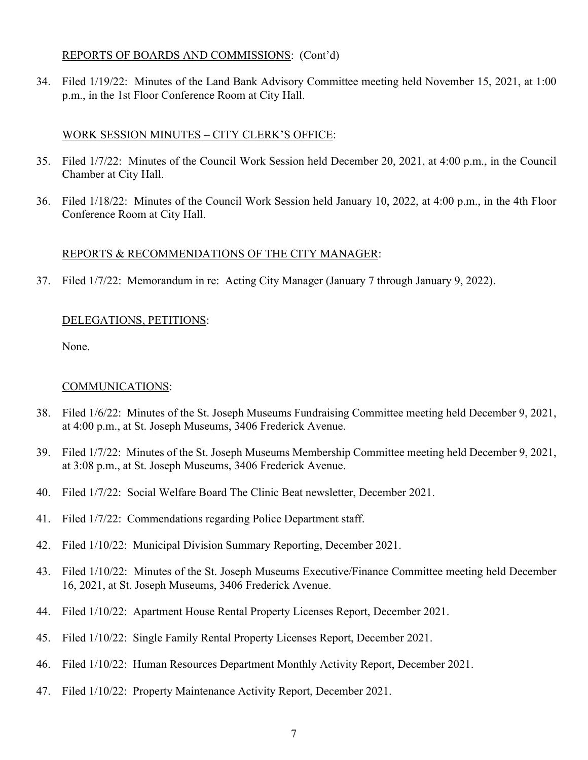REPORTS OF BOARDS AND COMMISSIONS: (Cont'd)

34. Filed 1/19/22: Minutes of the Land Bank Advisory Committee meeting held November 15, 2021, at 1:00 p.m., in the 1st Floor Conference Room at City Hall.

WORK SESSION MINUTES – CITY CLERK'S OFFICE:

35. Filed 1/7/22: Minutes of the Council Work Session held December 20, 2021, at 4:00 p.m., in the Council Chamber at City Hall.

36. Filed 1/18/22: Minutes of the Council Work Session held January 10, 2022, at 4:00 p.m., in the 4th Floor Conference Room at City Hall.

REPORTS & RECOMMENDATIONS OF THE CITY MANAGER:

37. Filed 1/7/22: Memorandum in re: Acting City Manager (January 7 through January 9, 2022).

DELEGATIONS, PETITIONS:

None.

COMMUNICATIONS:

38. Filed 1/6/22: Minutes of the St. Joseph Museums Fundraising Committee meeting held December 9, 2021, at 4:00 p.m., at St. Joseph Museums, 3406 Frederick Avenue.

39. Filed 1/7/22: Minutes of the St. Joseph Museums Membership Committee meeting held December 9, 2021, at 3:08 p.m., at St. Joseph Museums, 3406 Frederick Avenue.

40. Filed 1/7/22: Social Welfare Board The Clinic Beat newsletter, December 2021.

41. Filed 1/7/22: Commendations regarding Police Department staff.

42. Filed 1/10/22: Municipal Division Summary Reporting, December 2021.

43. Filed 1/10/22: Minutes of the St. Joseph Museums Executive/Finance Committee meeting held December 16, 2021, at St. Joseph Museums, 3406 Frederick Avenue.

44. Filed 1/10/22: Apartment House Rental Property Licenses Report, December 2021.

45. Filed 1/10/22: Single Family Rental Property Licenses Report, December 2021.

46. Filed 1/10/22: Human Resources Department Monthly Activity Report, December 2021.

47. Filed 1/10/22: Property Maintenance Activity Report, December 2021.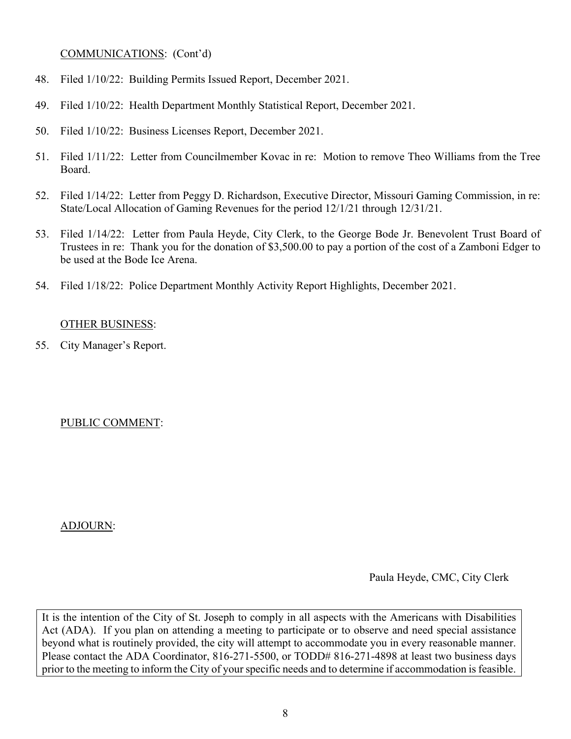COMMUNICATIONS: (Cont'd)

48. Filed 1/10/22: Building Permits Issued Report, December 2021.

49. Filed 1/10/22: Health Department Monthly Statistical Report, December 2021.

50. Filed 1/10/22: Business Licenses Report, December 2021.

51. Filed 1/11/22: Letter from Councilmember Kovac in re: Motion to remove Theo Williams from the Tree Board.

52. Filed 1/14/22: Letter from Peggy D. Richardson, Executive Director, Missouri Gaming Commission, in re: State/Local Allocation of Gaming Revenues for the period 12/1/21 through 12/31/21.

53. Filed 1/14/22: Letter from Paula Heyde, City Clerk, to the George Bode Jr. Benevolent Trust Board of Trustees in re: Thank you for the donation of $3,500.00 to pay a portion of the cost of a Zamboni Edger to be used at the Bode Ice Arena.

54. Filed 1/18/22: Police Department Monthly Activity Report Highlights, December 2021.

OTHER BUSINESS:

55. City Manager's Report.

PUBLIC COMMENT:

ADJOURN:

Paula Heyde, CMC, City Clerk

It is the intention of the City of St. Joseph to comply in all aspects with the Americans with Disabilities Act (ADA). If you plan on attending a meeting to participate or to observe and need special assistance beyond what is routinely provided, the city will attempt to accommodate you in every reasonable manner. Please contact the ADA Coordinator, 816-271-5500, or TODD# 816-271-4898 at least two business days prior to the meeting to inform the City of your specific needs and to determine if accommodation is feasible.